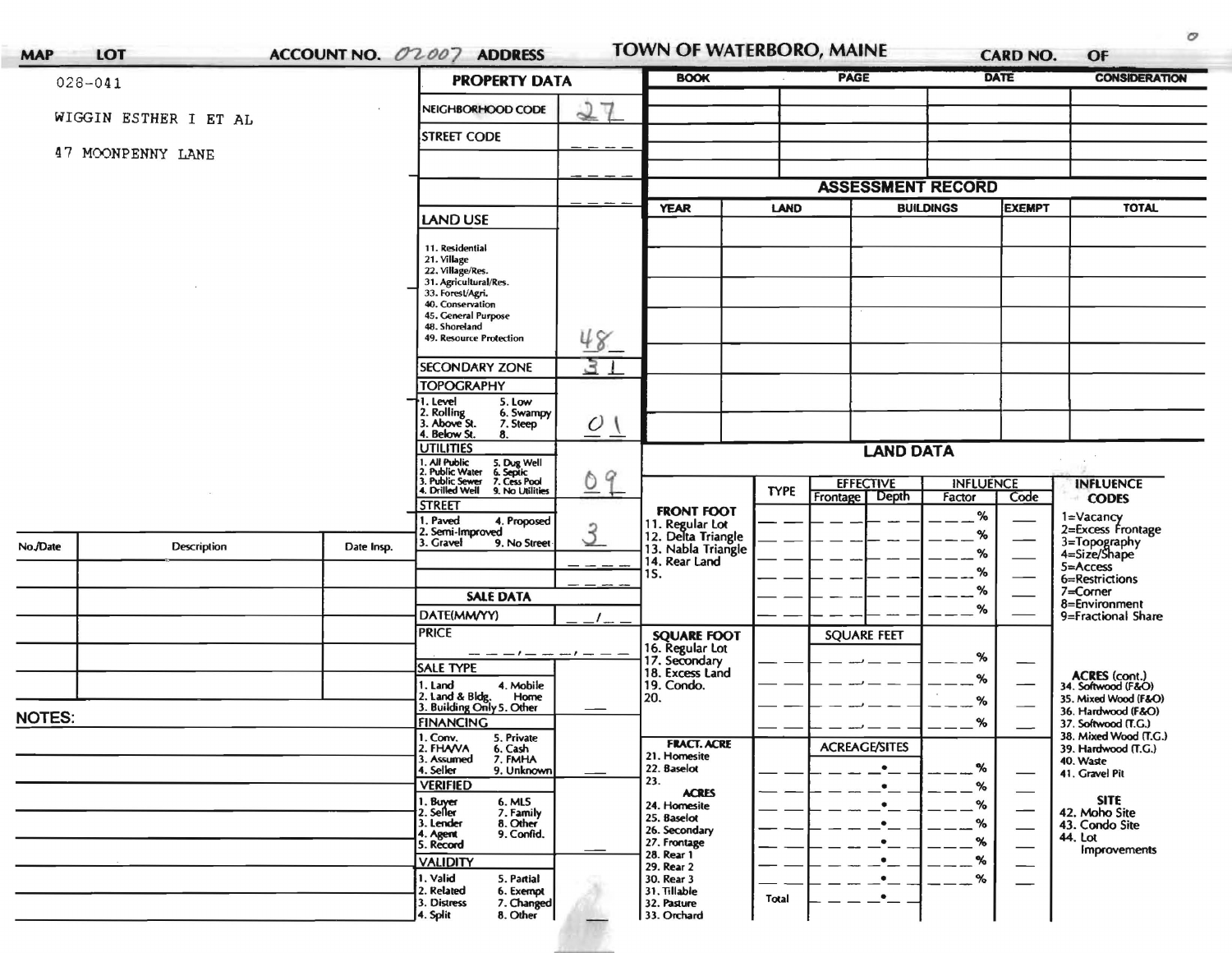MAP | LOT | ACCOUNT NO. 02007 | ADDRESS | TOWN OF WATERBORO, MAINE | CARD NO. | OF

028-041

WIGGIN ESTHER I ET AL

47 MOONPENNY LANE

## PROPERTY DATA

| | |
|---|---|
| NEIGHBORHOOD CODE | 27 |
| STREET CODE | |
| LAND USE (11. Residential, 21. Village, 22. Village/Res., 31. Agricultural/Res., 33. Forest/Agri., 40. Conservation, 45. General Purpose, 48. Shoreland, 49. Resource Protection) | 48 |
| SECONDARY ZONE | 31 |
| TOPOGRAPHY (1. Level, 2. Rolling, 3. Above St., 4. Below St., 5. Low, 6. Swampy, 7. Steep, 8.) | 01 |
| UTILITIES (1. All Public, 2. Public Water, 3. Public Sewer, 4. Drilled Well, 5. Dug Well, 6. Septic, 7. Cess Pool, 9. No Utilities) | 09 |
| STREET (1. Paved, 2. Semi-Improved, 3. Gravel, 4. Proposed, 9. No Street) | 3 |

## SALE DATA

| | |
|---|---|
| DATE(MM/YY) | |
| PRICE | |
| SALE TYPE (1. Land, 2. Land & Bldg., 3. Building Only, 4. Mobile Home, 5. Other) | |
| FINANCING (1. Conv., 2. FHA/VA, 3. Assumed, 4. Seller, 5. Private, 6. Cash, 7. FMHA, 9. Unknown) | |
| VERIFIED (1. Buyer, 2. Seller, 3. Lender, 4. Agent, 5. Record, 6. MLS, 7. Family, 8. Other, 9. Confid.) | |
| VALIDITY (1. Valid, 2. Related, 3. Distress, 4. Split, 5. Partial, 6. Exempt, 7. Changed, 8. Other) | |

| BOOK | PAGE | DATE | CONSIDERATION |
|---|---|---|---|
| | | | |

## ASSESSMENT RECORD

| YEAR | LAND | BUILDINGS | EXEMPT | TOTAL |
|---|---|---|---|---|
| | | | | |

## LAND DATA

| | TYPE | EFFECTIVE Frontage | EFFECTIVE Depth | INFLUENCE Factor | INFLUENCE Code |
|---|---|---|---|---|---|
| FRONT FOOT (11. Regular Lot, 12. Delta Triangle, 13. Nabla Triangle, 14. Rear Land, 15.) | | | | % | |
| SQUARE FOOT (16. Regular Lot, 17. Secondary, 18. Excess Land, 19. Condo., 20.) | | SQUARE FEET | | % | |
| FRACT. ACRE (21. Homesite, 22. Baselot, 23.) ACRES (24. Homesite, 25. Baselot, 26. Secondary, 27. Frontage, 28. Rear 1, 29. Rear 2, 30. Rear 3, 31. Tillable, 32. Pasture, 33. Orchard) | | ACREAGE/SITES | | % | |
| | Total | | | | |

**INFLUENCE CODES**
1=Vacancy
2=Excess Frontage
3=Topography
4=Size/Shape
5=Access
6=Restrictions
7=Corner
8=Environment
9=Fractional Share

**ACRES (cont.)**
34. Softwood (F&O)
35. Mixed Wood (F&O)
36. Hardwood (F&O)
37. Softwood (T.G.)
38. Mixed Wood (T.G.)
39. Hardwood (T.G.)
40. Waste
41. Gravel Pit

**SITE**
42. Moho Site
43. Condo Site
44. Lot Improvements

| No./Date | Description | Date Insp. |
|---|---|---|
| | | |

**NOTES:**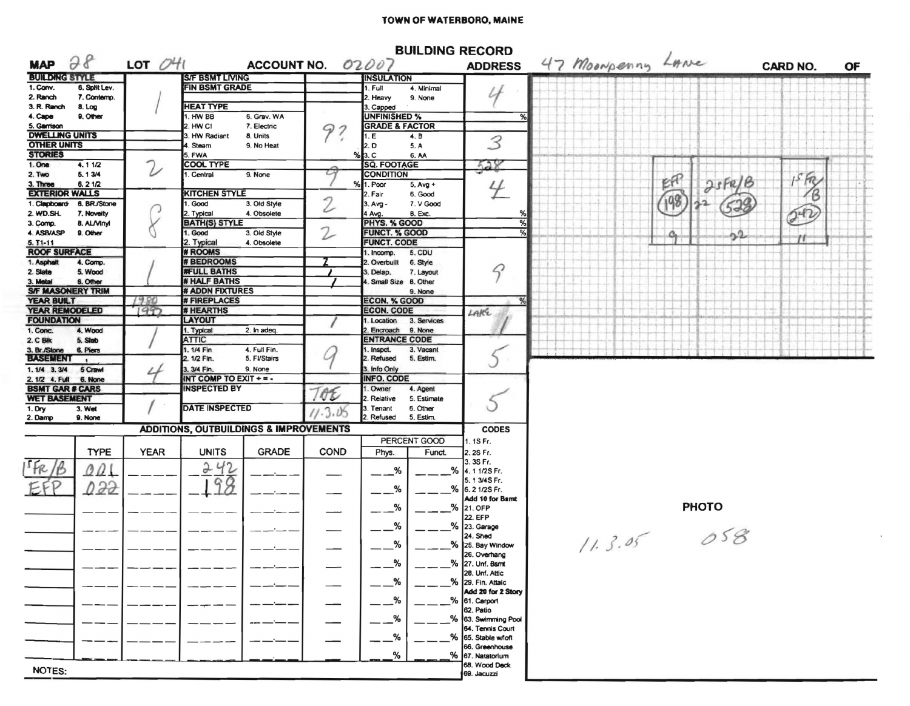**TOWN OF WATERBORO, MAINE**

# BUILDING RECORD

**MAP** 28 **LOT** 041 **ACCOUNT NO.** 02007 **ADDRESS** 47 Moonpenny Lane **CARD NO.** **OF**

| | | | | | |
|---|---|---|---|---|---|
| **BUILDING STYLE** 1. Conv. 6. Split Lev. 2. Ranch 7. Contemp. 3. R. Ranch 8. Log 4. Cape 9. Other 5. Garrison | 1 | **S/F BSMT LIVING** / **FIN BSMT GRADE** | | **INSULATION** 1. Full 4. Minimal 2. Heavy 9. None 3. Capped | 4 |
| **DWELLING UNITS** | | **HEAT TYPE** 1. HW BB 6. Grav. WA 2. HW CI 7. Electric 3. HW Radiant 8. Units 4. Steam 9. No Heat 5. FWA | 9? % | **UNFINISHED %** | % |
| **OTHER UNITS** | | | | **GRADE & FACTOR** 1. E 4. B 2. D 5. A 3. C 6. AA | 3 |
| **STORIES** 1. One 4. 1 1/2 2. Two 5. 1 3/4 3. Three 6. 2 1/2 | 2 | **COOL TYPE** 1. Central 9. None | 9 % | **SQ. FOOTAGE** | 528 |
| **EXTERIOR WALLS** 1. Clapboard 6. BR/Stone 2. WD.SH. 7. Novelty 3. Comp. 8. AL/Vinyl 4. ASB/ASP 9. Other 5. T1-11 | 8 | **KITCHEN STYLE** 1. Good 3. Old Style 2. Typical 4. Obsolete | 2 | **CONDITION** 1. Poor 5. Avg + 2. Fair 6. Good 3. Avg - 7. V Good 4 Avg. 8. Exc. | 4 |
| | | **BATH(S) STYLE** 1. Good 3. Old Style 2. Typical 4. Obsolete | 2 | **PHYS. % GOOD** | % |
| | | | | **FUNCT. % GOOD** | % |
| **ROOF SURFACE** 1. Asphalt 4. Comp. 2. Slate 5. Wood 3. Metal 6. Other | 1 | **# ROOMS** | | **FUNCT. CODE** 1. Incomp. 5. CDU 2. Overbuilt 6. Style 3. Delap. 7. Layout 4. Small Size 8. Other 9. None | 9 |
| | | **# BEDROOMS** | 2 | | |
| | | **#FULL BATHS** | 1 | | |
| | | **# HALF BATHS** | 1 | | |
| **S/F MASONERY TRIM** | | **# ADDN FIXTURES** | | | |
| **YEAR BUILT** | 1980 | **# FIREPLACES** | | **ECON. % GOOD** | % |
| **YEAR REMODELED** | 1997 | **# HEARTHS** | | **ECON. CODE** 1. Location 3. Services 2. Encroach 9. None | LAKE 1 |
| **FOUNDATION** 1. Conc. 4. Wood 2. C Blk 5. Slab 3. Br./Stone 6. Piers | 1 | **LAYOUT** 1. Typical 2. In adeq. | 1 | | |
| **BASEMENT** 1. 1/4 3. 3/4 5 Crawl 2. 1/2 4. Full 6. None | 4 | **ATTIC** 1. 1/4 Fin 4. Full Fin. 2. 1/2 Fin. 5. Fl/Stairs 3. 3/4 Fin. 9. None | 9 | **ENTRANCE CODE** 1. Inspct. 3. Vacant 2. Refused 5. Estim. 3. Info Only | 5 |
| **BSMT GAR # CARS** | | **INT COMP TO EXIT + = -** | | | |
| **WET BASEMENT** 1. Dry 3. Wet 2. Damp 9. None | 1 | **INSPECTED BY** | JOE | **INFO. CODE** 1. Owner 4. Agent 2. Relative 5. Estimate 3. Tenant 6. Other 2. Refused 5. Estim. | 5 |
| | | **DATE INSPECTED** | 11.3.05 | | |

Sketch: EFP (198) 9 × 22; 2sFr/B (528) 22 × 22; 1sFr/B (242) 11

## ADDITIONS, OUTBUILDINGS & IMPROVEMENTS

| | TYPE | YEAR | UNITS | GRADE | COND | PERCENT GOOD Phys. | Funct. |
|---|---|---|---|---|---|---|---|
| 1sFr/B | 001 | | 242 | | | % | % |
| EFP | 022 | | 198 | | | % | % |
| | | | | | | % | % |
| | | | | | | % | % |
| | | | | | | % | % |
| | | | | | | % | % |
| | | | | | | % | % |
| | | | | | | % | % |
| | | | | | | % | % |
| | | | | | | % | % |
| | | | | | | % | % |

**CODES**
1. 1S Fr.
2. 2S Fr.
3. 3S Fr.
4. 1 1/2S Fr.
5. 1 3/4S Fr.
6. 2 1/2S Fr.
**Add 10 for Bsmt**
21. OFP
22. EFP
23. Garage
24. Shed
25. Bay Window
26. Overhang
27. Unf. Bsmt
28. Unf. Attic
29. Fin. Attaic
**Add 20 for 2 Story**
61. Carport
62. Patio
63. Swimming Pool
64. Tennis Court
65. Stable w/loft
66. Greenhouse
67. Natatorium
68. Wood Deck
69. Jacuzzi

**PHOTO**

11.3.05 058

**NOTES:**